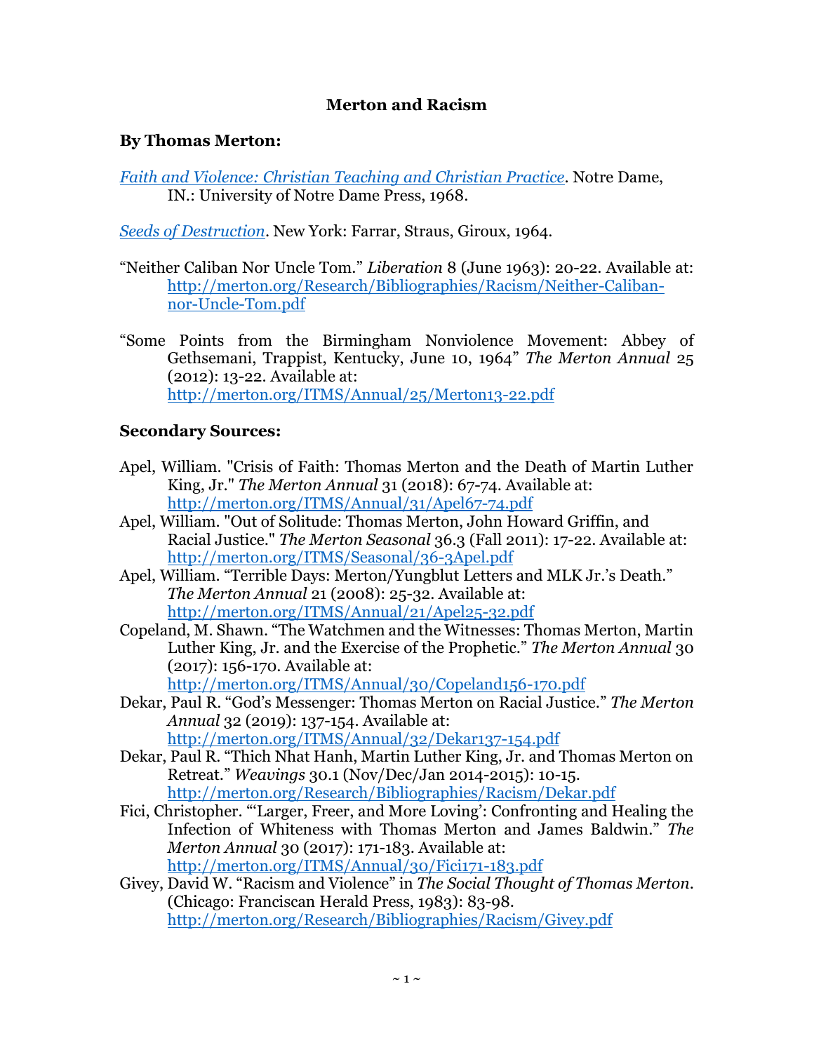# Merton and Racism

## By Thomas Merton:

*Faith and Violence: Christian Teaching and Christian Practice*. Notre Dame, IN.: University of Notre Dame Press, 1968.

*Seeds of Destruction*. New York: Farrar, Straus, Giroux, 1964.

"Neither Caliban Nor Uncle Tom." *Liberation* 8 (June 1963): 20-22. Available at: http://merton.org/Research/Bibliographies/Racism/Neither-Caliban-nor-Uncle-Tom.pdf

"Some Points from the Birmingham Nonviolence Movement: Abbey of Gethsemani, Trappist, Kentucky, June 10, 1964" *The Merton Annual* 25 (2012): 13-22. Available at: http://merton.org/ITMS/Annual/25/Merton13-22.pdf

## Secondary Sources:

Apel, William. "Crisis of Faith: Thomas Merton and the Death of Martin Luther King, Jr." *The Merton Annual* 31 (2018): 67-74. Available at: http://merton.org/ITMS/Annual/31/Apel67-74.pdf

Apel, William. "Out of Solitude: Thomas Merton, John Howard Griffin, and Racial Justice." *The Merton Seasonal* 36.3 (Fall 2011): 17-22. Available at: http://merton.org/ITMS/Seasonal/36-3Apel.pdf

Apel, William. "Terrible Days: Merton/Yungblut Letters and MLK Jr.'s Death." *The Merton Annual* 21 (2008): 25-32. Available at: http://merton.org/ITMS/Annual/21/Apel25-32.pdf

Copeland, M. Shawn. "The Watchmen and the Witnesses: Thomas Merton, Martin Luther King, Jr. and the Exercise of the Prophetic." *The Merton Annual* 30 (2017): 156-170. Available at: http://merton.org/ITMS/Annual/30/Copeland156-170.pdf

Dekar, Paul R. "God's Messenger: Thomas Merton on Racial Justice." *The Merton Annual* 32 (2019): 137-154. Available at: http://merton.org/ITMS/Annual/32/Dekar137-154.pdf

Dekar, Paul R. "Thich Nhat Hanh, Martin Luther King, Jr. and Thomas Merton on Retreat." *Weavings* 30.1 (Nov/Dec/Jan 2014-2015): 10-15. http://merton.org/Research/Bibliographies/Racism/Dekar.pdf

Fici, Christopher. "'Larger, Freer, and More Loving': Confronting and Healing the Infection of Whiteness with Thomas Merton and James Baldwin." *The Merton Annual* 30 (2017): 171-183. Available at: http://merton.org/ITMS/Annual/30/Fici171-183.pdf

Givey, David W. "Racism and Violence" in *The Social Thought of Thomas Merton*. (Chicago: Franciscan Herald Press, 1983): 83-98. http://merton.org/Research/Bibliographies/Racism/Givey.pdf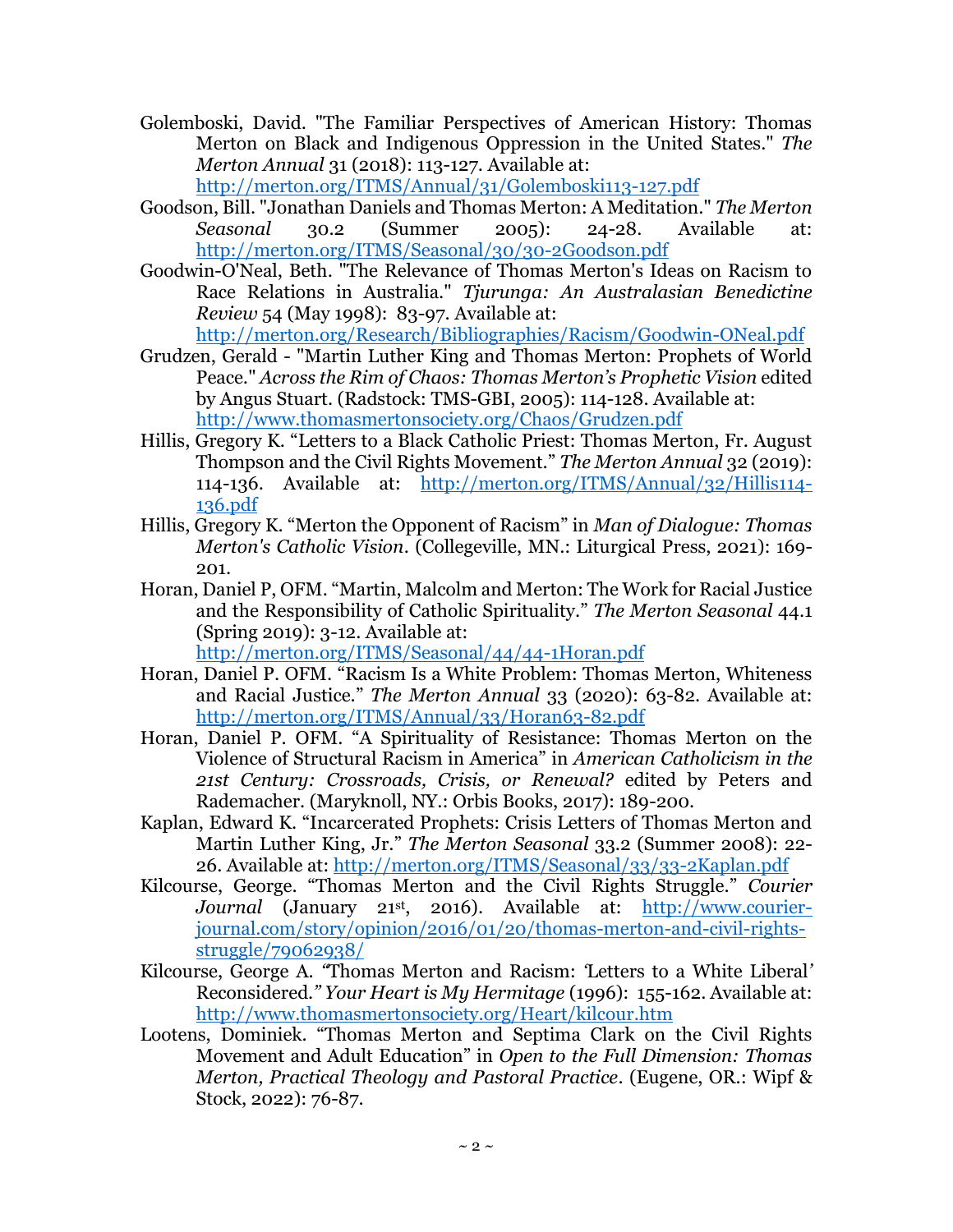Golemboski, David. "The Familiar Perspectives of American History: Thomas Merton on Black and Indigenous Oppression in the United States." *The Merton Annual* 31 (2018): 113-127. Available at: http://merton.org/ITMS/Annual/31/Golemboski113-127.pdf

Goodson, Bill. "Jonathan Daniels and Thomas Merton: A Meditation." *The Merton Seasonal* 30.2 (Summer 2005): 24-28. Available at: http://merton.org/ITMS/Seasonal/30/30-2Goodson.pdf

Goodwin-O'Neal, Beth. "The Relevance of Thomas Merton's Ideas on Racism to Race Relations in Australia." *Tjurunga: An Australasian Benedictine Review* 54 (May 1998): 83-97. Available at: http://merton.org/Research/Bibliographies/Racism/Goodwin-ONeal.pdf

Grudzen, Gerald - "Martin Luther King and Thomas Merton: Prophets of World Peace." *Across the Rim of Chaos: Thomas Merton's Prophetic Vision* edited by Angus Stuart. (Radstock: TMS-GBI, 2005): 114-128. Available at: http://www.thomasmertonsociety.org/Chaos/Grudzen.pdf

Hillis, Gregory K. "Letters to a Black Catholic Priest: Thomas Merton, Fr. August Thompson and the Civil Rights Movement." *The Merton Annual* 32 (2019): 114-136. Available at: http://merton.org/ITMS/Annual/32/Hillis114-136.pdf

Hillis, Gregory K. "Merton the Opponent of Racism" in *Man of Dialogue: Thomas Merton's Catholic Vision*. (Collegeville, MN.: Liturgical Press, 2021): 169-201.

Horan, Daniel P, OFM. "Martin, Malcolm and Merton: The Work for Racial Justice and the Responsibility of Catholic Spirituality." *The Merton Seasonal* 44.1 (Spring 2019): 3-12. Available at: http://merton.org/ITMS/Seasonal/44/44-1Horan.pdf

Horan, Daniel P. OFM. "Racism Is a White Problem: Thomas Merton, Whiteness and Racial Justice." *The Merton Annual* 33 (2020): 63-82. Available at: http://merton.org/ITMS/Annual/33/Horan63-82.pdf

Horan, Daniel P. OFM. "A Spirituality of Resistance: Thomas Merton on the Violence of Structural Racism in America" in *American Catholicism in the 21st Century: Crossroads, Crisis, or Renewal?* edited by Peters and Rademacher. (Maryknoll, NY.: Orbis Books, 2017): 189-200.

Kaplan, Edward K. "Incarcerated Prophets: Crisis Letters of Thomas Merton and Martin Luther King, Jr." *The Merton Seasonal* 33.2 (Summer 2008): 22-26. Available at: http://merton.org/ITMS/Seasonal/33/33-2Kaplan.pdf

Kilcourse, George. "Thomas Merton and the Civil Rights Struggle." *Courier Journal* (January 21st, 2016). Available at: http://www.courier-journal.com/story/opinion/2016/01/20/thomas-merton-and-civil-rights-struggle/79062938/

Kilcourse, George A. "Thomas Merton and Racism: 'Letters to a White Liberal' Reconsidered." *Your Heart is My Hermitage* (1996): 155-162. Available at: http://www.thomasmertonsociety.org/Heart/kilcour.htm

Lootens, Dominiek. "Thomas Merton and Septima Clark on the Civil Rights Movement and Adult Education" in *Open to the Full Dimension: Thomas Merton, Practical Theology and Pastoral Practice*. (Eugene, OR.: Wipf & Stock, 2022): 76-87.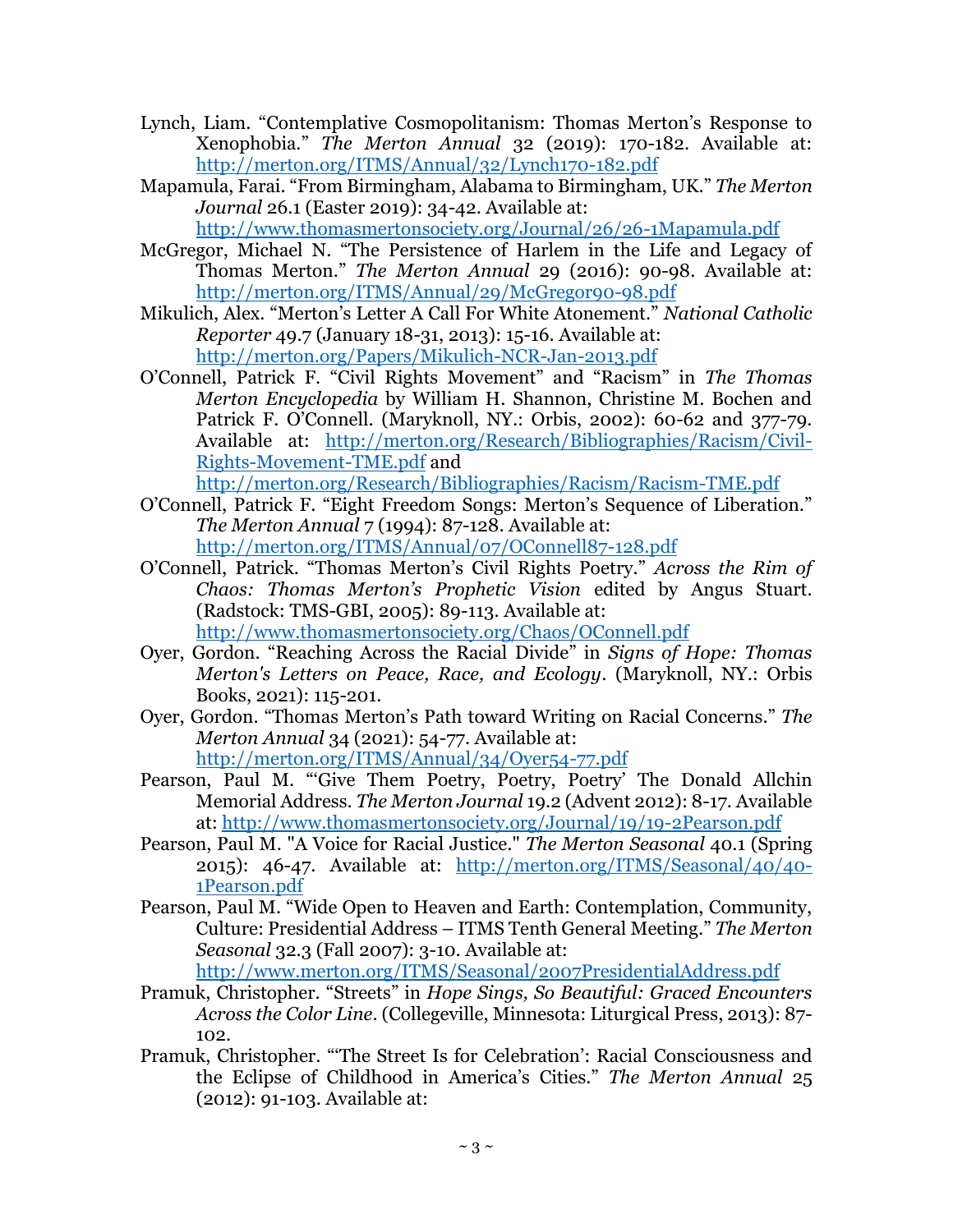Lynch, Liam. "Contemplative Cosmopolitanism: Thomas Merton's Response to Xenophobia." *The Merton Annual* 32 (2019): 170-182. Available at: http://merton.org/ITMS/Annual/32/Lynch170-182.pdf

Mapamula, Farai. "From Birmingham, Alabama to Birmingham, UK." *The Merton Journal* 26.1 (Easter 2019): 34-42. Available at: http://www.thomasmertonsociety.org/Journal/26/26-1Mapamula.pdf

McGregor, Michael N. "The Persistence of Harlem in the Life and Legacy of Thomas Merton." *The Merton Annual* 29 (2016): 90-98. Available at: http://merton.org/ITMS/Annual/29/McGregor90-98.pdf

Mikulich, Alex. "Merton's Letter A Call For White Atonement." *National Catholic Reporter* 49.7 (January 18-31, 2013): 15-16. Available at: http://merton.org/Papers/Mikulich-NCR-Jan-2013.pdf

O'Connell, Patrick F. "Civil Rights Movement" and "Racism" in *The Thomas Merton Encyclopedia* by William H. Shannon, Christine M. Bochen and Patrick F. O'Connell. (Maryknoll, NY.: Orbis, 2002): 60-62 and 377-79. Available at: http://merton.org/Research/Bibliographies/Racism/Civil-Rights-Movement-TME.pdf and http://merton.org/Research/Bibliographies/Racism/Racism-TME.pdf

O'Connell, Patrick F. "Eight Freedom Songs: Merton's Sequence of Liberation." *The Merton Annual* 7 (1994): 87-128. Available at: http://merton.org/ITMS/Annual/07/OConnell87-128.pdf

O'Connell, Patrick. "Thomas Merton's Civil Rights Poetry." *Across the Rim of Chaos: Thomas Merton's Prophetic Vision* edited by Angus Stuart. (Radstock: TMS-GBI, 2005): 89-113. Available at: http://www.thomasmertonsociety.org/Chaos/OConnell.pdf

Oyer, Gordon. "Reaching Across the Racial Divide" in *Signs of Hope: Thomas Merton's Letters on Peace, Race, and Ecology*. (Maryknoll, NY.: Orbis Books, 2021): 115-201.

Oyer, Gordon. "Thomas Merton's Path toward Writing on Racial Concerns." *The Merton Annual* 34 (2021): 54-77. Available at: http://merton.org/ITMS/Annual/34/Oyer54-77.pdf

Pearson, Paul M. "'Give Them Poetry, Poetry, Poetry' The Donald Allchin Memorial Address. *The Merton Journal* 19.2 (Advent 2012): 8-17. Available at: http://www.thomasmertonsociety.org/Journal/19/19-2Pearson.pdf

Pearson, Paul M. "A Voice for Racial Justice." *The Merton Seasonal* 40.1 (Spring 2015): 46-47. Available at: http://merton.org/ITMS/Seasonal/40/40-1Pearson.pdf

Pearson, Paul M. "Wide Open to Heaven and Earth: Contemplation, Community, Culture: Presidential Address – ITMS Tenth General Meeting." *The Merton Seasonal* 32.3 (Fall 2007): 3-10. Available at: http://www.merton.org/ITMS/Seasonal/2007PresidentialAddress.pdf

Pramuk, Christopher. "Streets" in *Hope Sings, So Beautiful: Graced Encounters Across the Color Line*. (Collegeville, Minnesota: Liturgical Press, 2013): 87-102.

Pramuk, Christopher. "'The Street Is for Celebration': Racial Consciousness and the Eclipse of Childhood in America's Cities." *The Merton Annual* 25 (2012): 91-103. Available at: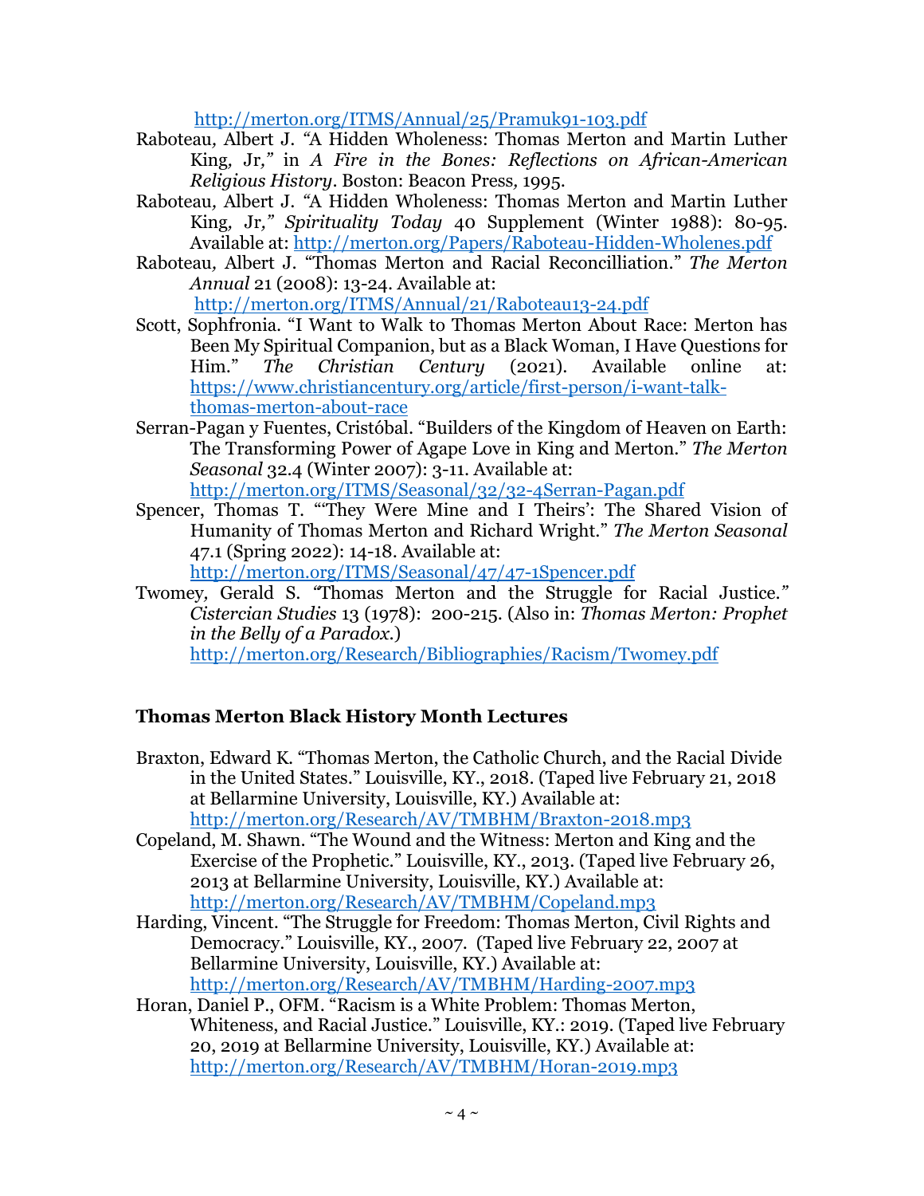http://merton.org/ITMS/Annual/25/Pramuk91-103.pdf

Raboteau, Albert J. "A Hidden Wholeness: Thomas Merton and Martin Luther King, Jr," in *A Fire in the Bones: Reflections on African-American Religious History*. Boston: Beacon Press, 1995.

Raboteau, Albert J. "A Hidden Wholeness: Thomas Merton and Martin Luther King, Jr," *Spirituality Today* 40 Supplement (Winter 1988): 80-95. Available at: http://merton.org/Papers/Raboteau-Hidden-Wholenes.pdf

Raboteau, Albert J. "Thomas Merton and Racial Reconcilliation." *The Merton Annual* 21 (2008): 13-24. Available at: http://merton.org/ITMS/Annual/21/Raboteau13-24.pdf

Scott, Sophfronia. "I Want to Walk to Thomas Merton About Race: Merton has Been My Spiritual Companion, but as a Black Woman, I Have Questions for Him." *The Christian Century* (2021). Available online at: https://www.christiancentury.org/article/first-person/i-want-talk-thomas-merton-about-race

Serran-Pagan y Fuentes, Cristóbal. "Builders of the Kingdom of Heaven on Earth: The Transforming Power of Agape Love in King and Merton." *The Merton Seasonal* 32.4 (Winter 2007): 3-11. Available at: http://merton.org/ITMS/Seasonal/32/32-4Serran-Pagan.pdf

Spencer, Thomas T. "'They Were Mine and I Theirs': The Shared Vision of Humanity of Thomas Merton and Richard Wright." *The Merton Seasonal* 47.1 (Spring 2022): 14-18. Available at: http://merton.org/ITMS/Seasonal/47/47-1Spencer.pdf

Twomey, Gerald S. "Thomas Merton and the Struggle for Racial Justice." *Cistercian Studies* 13 (1978): 200-215. (Also in: *Thomas Merton: Prophet in the Belly of a Paradox.*) http://merton.org/Research/Bibliographies/Racism/Twomey.pdf

## Thomas Merton Black History Month Lectures

Braxton, Edward K. "Thomas Merton, the Catholic Church, and the Racial Divide in the United States." Louisville, KY., 2018. (Taped live February 21, 2018 at Bellarmine University, Louisville, KY.) Available at: http://merton.org/Research/AV/TMBHM/Braxton-2018.mp3

Copeland, M. Shawn. "The Wound and the Witness: Merton and King and the Exercise of the Prophetic." Louisville, KY., 2013. (Taped live February 26, 2013 at Bellarmine University, Louisville, KY.) Available at: http://merton.org/Research/AV/TMBHM/Copeland.mp3

Harding, Vincent. "The Struggle for Freedom: Thomas Merton, Civil Rights and Democracy." Louisville, KY., 2007. (Taped live February 22, 2007 at Bellarmine University, Louisville, KY.) Available at: http://merton.org/Research/AV/TMBHM/Harding-2007.mp3

Horan, Daniel P., OFM. "Racism is a White Problem: Thomas Merton, Whiteness, and Racial Justice." Louisville, KY.: 2019. (Taped live February 20, 2019 at Bellarmine University, Louisville, KY.) Available at: http://merton.org/Research/AV/TMBHM/Horan-2019.mp3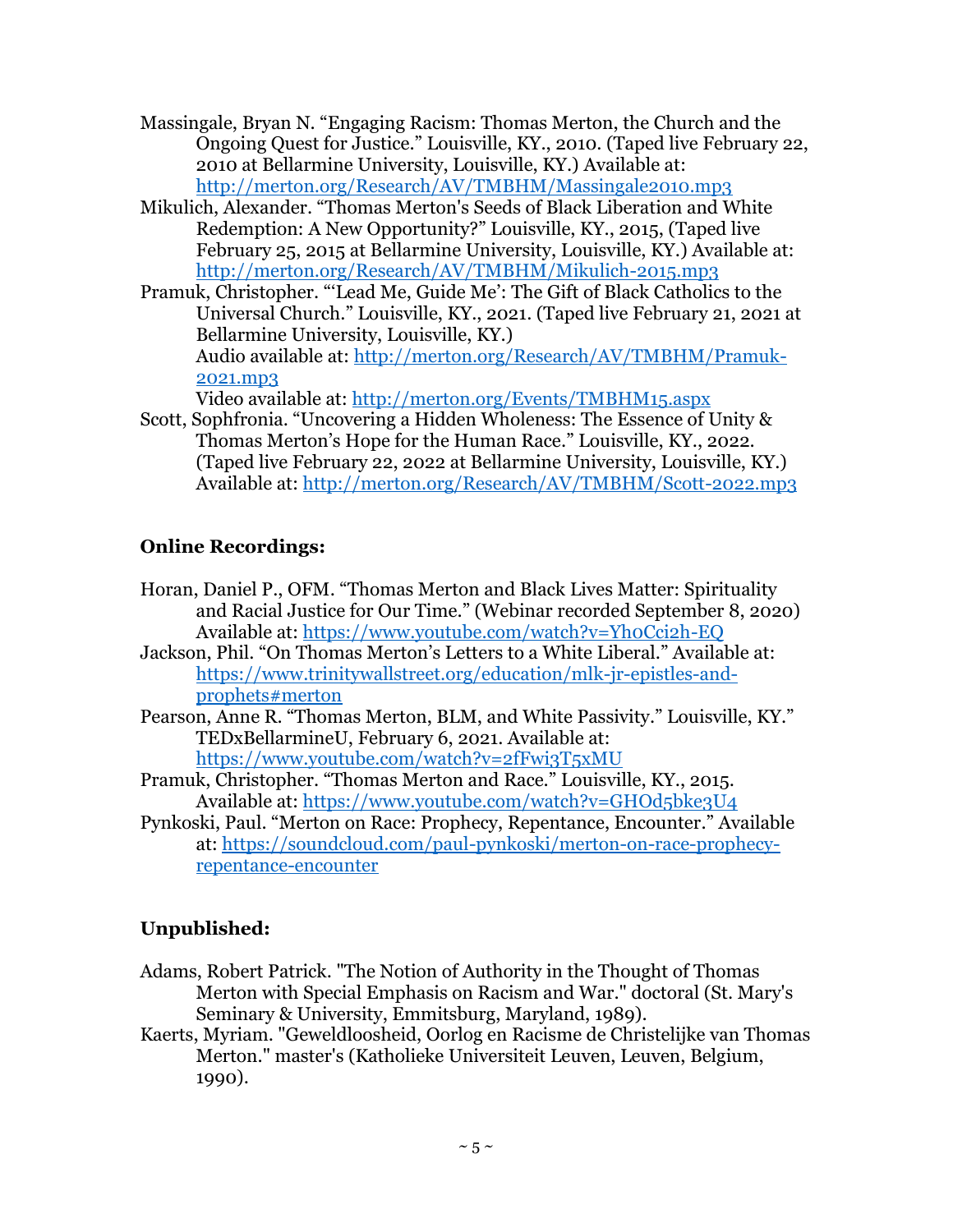Massingale, Bryan N. “Engaging Racism: Thomas Merton, the Church and the Ongoing Quest for Justice.” Louisville, KY., 2010. (Taped live February 22, 2010 at Bellarmine University, Louisville, KY.) Available at: http://merton.org/Research/AV/TMBHM/Massingale2010.mp3

Mikulich, Alexander. “Thomas Merton's Seeds of Black Liberation and White Redemption: A New Opportunity?” Louisville, KY., 2015, (Taped live February 25, 2015 at Bellarmine University, Louisville, KY.) Available at: http://merton.org/Research/AV/TMBHM/Mikulich-2015.mp3

Pramuk, Christopher. “‘Lead Me, Guide Me’: The Gift of Black Catholics to the Universal Church.” Louisville, KY., 2021. (Taped live February 21, 2021 at Bellarmine University, Louisville, KY.)
Audio available at: http://merton.org/Research/AV/TMBHM/Pramuk-2021.mp3
Video available at: http://merton.org/Events/TMBHM15.aspx

Scott, Sophfronia. “Uncovering a Hidden Wholeness: The Essence of Unity & Thomas Merton’s Hope for the Human Race.” Louisville, KY., 2022. (Taped live February 22, 2022 at Bellarmine University, Louisville, KY.) Available at: http://merton.org/Research/AV/TMBHM/Scott-2022.mp3

## Online Recordings:

Horan, Daniel P., OFM. “Thomas Merton and Black Lives Matter: Spirituality and Racial Justice for Our Time.” (Webinar recorded September 8, 2020) Available at: https://www.youtube.com/watch?v=Yh0Cci2h-EQ

Jackson, Phil. “On Thomas Merton’s Letters to a White Liberal.” Available at: https://www.trinitywallstreet.org/education/mlk-jr-epistles-and-prophets#merton

Pearson, Anne R. “Thomas Merton, BLM, and White Passivity.” Louisville, KY.” TEDxBellarmineU, February 6, 2021. Available at: https://www.youtube.com/watch?v=2fFwi3T5xMU

Pramuk, Christopher. “Thomas Merton and Race.” Louisville, KY., 2015. Available at: https://www.youtube.com/watch?v=GHOd5bke3U4

Pynkoski, Paul. “Merton on Race: Prophecy, Repentance, Encounter.” Available at: https://soundcloud.com/paul-pynkoski/merton-on-race-prophecy-repentance-encounter

## Unpublished:

Adams, Robert Patrick. "The Notion of Authority in the Thought of Thomas Merton with Special Emphasis on Racism and War." doctoral (St. Mary's Seminary & University, Emmitsburg, Maryland, 1989).

Kaerts, Myriam. "Geweldloosheid, Oorlog en Racisme de Christelijke van Thomas Merton." master's (Katholieke Universiteit Leuven, Leuven, Belgium, 1990).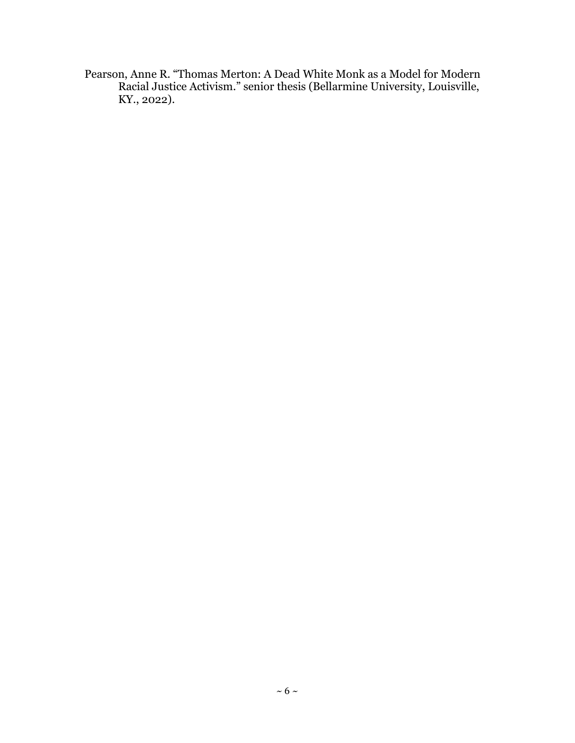Pearson, Anne R. "Thomas Merton: A Dead White Monk as a Model for Modern Racial Justice Activism." senior thesis (Bellarmine University, Louisville, KY., 2022).